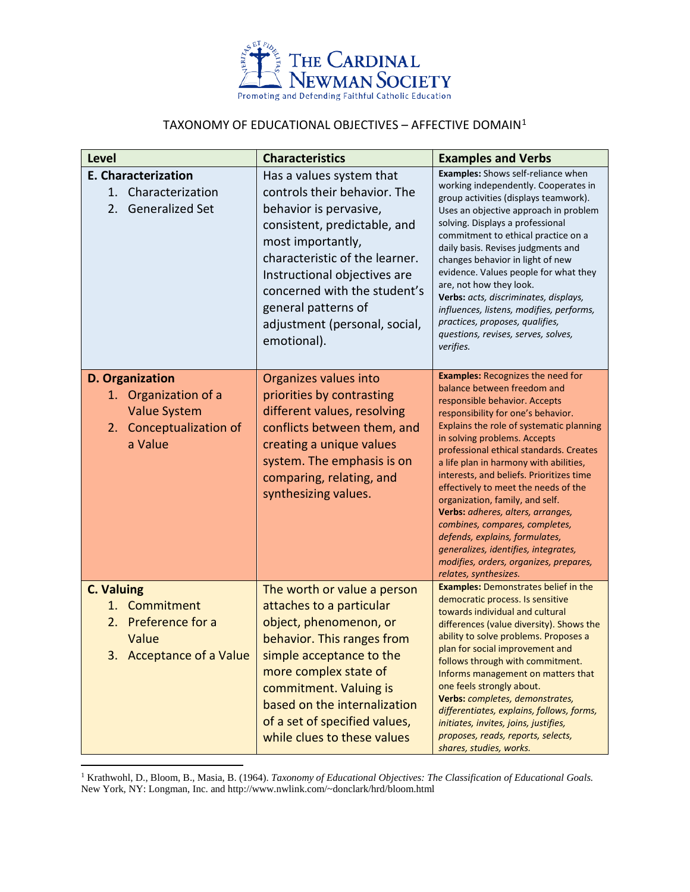The Cardinal Newman Society

Promoting and Defending Faithful Catholic Education

# TAXONOMY OF EDUCATIONAL OBJECTIVES – AFFECTIVE DOMAIN[1]

| Level | Characteristics | Examples and Verbs |
|---|---|---|
| **E. Characterization**<br>1. Characterization<br>2. Generalized Set | Has a values system that controls their behavior. The behavior is pervasive, consistent, predictable, and most importantly, characteristic of the learner. Instructional objectives are concerned with the student's general patterns of adjustment (personal, social, emotional). | **Examples:** Shows self-reliance when working independently. Cooperates in group activities (displays teamwork). Uses an objective approach in problem solving. Displays a professional commitment to ethical practice on a daily basis. Revises judgments and changes behavior in light of new evidence. Values people for what they are, not how they look.<br>**Verbs:** *acts, discriminates, displays, influences, listens, modifies, performs, practices, proposes, qualifies, questions, revises, serves, solves, verifies.* |
| **D. Organization**<br>1. Organization of a Value System<br>2. Conceptualization of a Value | Organizes values into priorities by contrasting different values, resolving conflicts between them, and creating a unique values system. The emphasis is on comparing, relating, and synthesizing values. | **Examples:** Recognizes the need for balance between freedom and responsible behavior. Accepts responsibility for one's behavior. Explains the role of systematic planning in solving problems. Accepts professional ethical standards. Creates a life plan in harmony with abilities, interests, and beliefs. Prioritizes time effectively to meet the needs of the organization, family, and self.<br>**Verbs:** *adheres, alters, arranges, combines, compares, completes, defends, explains, formulates, generalizes, identifies, integrates, modifies, orders, organizes, prepares, relates, synthesizes.* |
| **C. Valuing**<br>1. Commitment<br>2. Preference for a Value<br>3. Acceptance of a Value | The worth or value a person attaches to a particular object, phenomenon, or behavior. This ranges from simple acceptance to the more complex state of commitment. Valuing is based on the internalization of a set of specified values, while clues to these values | **Examples:** Demonstrates belief in the democratic process. Is sensitive towards individual and cultural differences (value diversity). Shows the ability to solve problems. Proposes a plan for social improvement and follows through with commitment. Informs management on matters that one feels strongly about.<br>**Verbs:** *completes, demonstrates, differentiates, explains, follows, forms, initiates, invites, joins, justifies, proposes, reads, reports, selects, shares, studies, works.* |

[1] Krathwohl, D., Bloom, B., Masia, B. (1964). *Taxonomy of Educational Objectives: The Classification of Educational Goals.* New York, NY: Longman, Inc. and http://www.nwlink.com/~donclark/hrd/bloom.html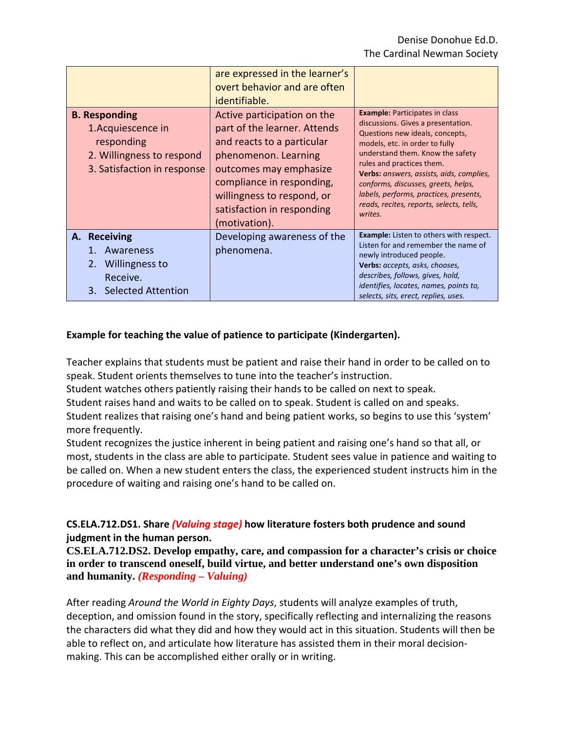|  | are expressed in the learner's overt behavior and are often identifiable. |  |
|---|---|---|
| **B. Responding**<br>1. Acquiescence in responding<br>2. Willingness to respond<br>3. Satisfaction in response | Active participation on the part of the learner. Attends and reacts to a particular phenomenon. Learning outcomes may emphasize compliance in responding, willingness to respond, or satisfaction in responding (motivation). | **Example:** Participates in class discussions. Gives a presentation. Questions new ideals, concepts, models, etc. in order to fully understand them. Know the safety rules and practices them.<br>**Verbs:** *answers, assists, aids, complies, conforms, discusses, greets, helps, labels, performs, practices, presents, reads, recites, reports, selects, tells, writes.* |
| **A. Receiving**<br>1. Awareness<br>2. Willingness to Receive.<br>3. Selected Attention | Developing awareness of the phenomena. | **Example:** Listen to others with respect. Listen for and remember the name of newly introduced people.<br>**Verbs:** *accepts, asks, chooses, describes, follows, gives, hold, identifies, locates, names, points to, selects, sits, erect, replies, uses.* |

**Example for teaching the value of patience to participate (Kindergarten).**

Teacher explains that students must be patient and raise their hand in order to be called on to speak. Student orients themselves to tune into the teacher's instruction.
Student watches others patiently raising their hands to be called on next to speak.
Student raises hand and waits to be called on to speak. Student is called on and speaks.
Student realizes that raising one's hand and being patient works, so begins to use this 'system' more frequently.
Student recognizes the justice inherent in being patient and raising one's hand so that all, or most, students in the class are able to participate. Student sees value in patience and waiting to be called on. When a new student enters the class, the experienced student instructs him in the procedure of waiting and raising one's hand to be called on.

**CS.ELA.712.DS1. Share *(Valuing stage)* how literature fosters both prudence and sound judgment in the human person.**
**CS.ELA.712.DS2. Develop empathy, care, and compassion for a character's crisis or choice in order to transcend oneself, build virtue, and better understand one's own disposition and humanity. *(Responding – Valuing)***

After reading *Around the World in Eighty Days*, students will analyze examples of truth, deception, and omission found in the story, specifically reflecting and internalizing the reasons the characters did what they did and how they would act in this situation. Students will then be able to reflect on, and articulate how literature has assisted them in their moral decision-making. This can be accomplished either orally or in writing.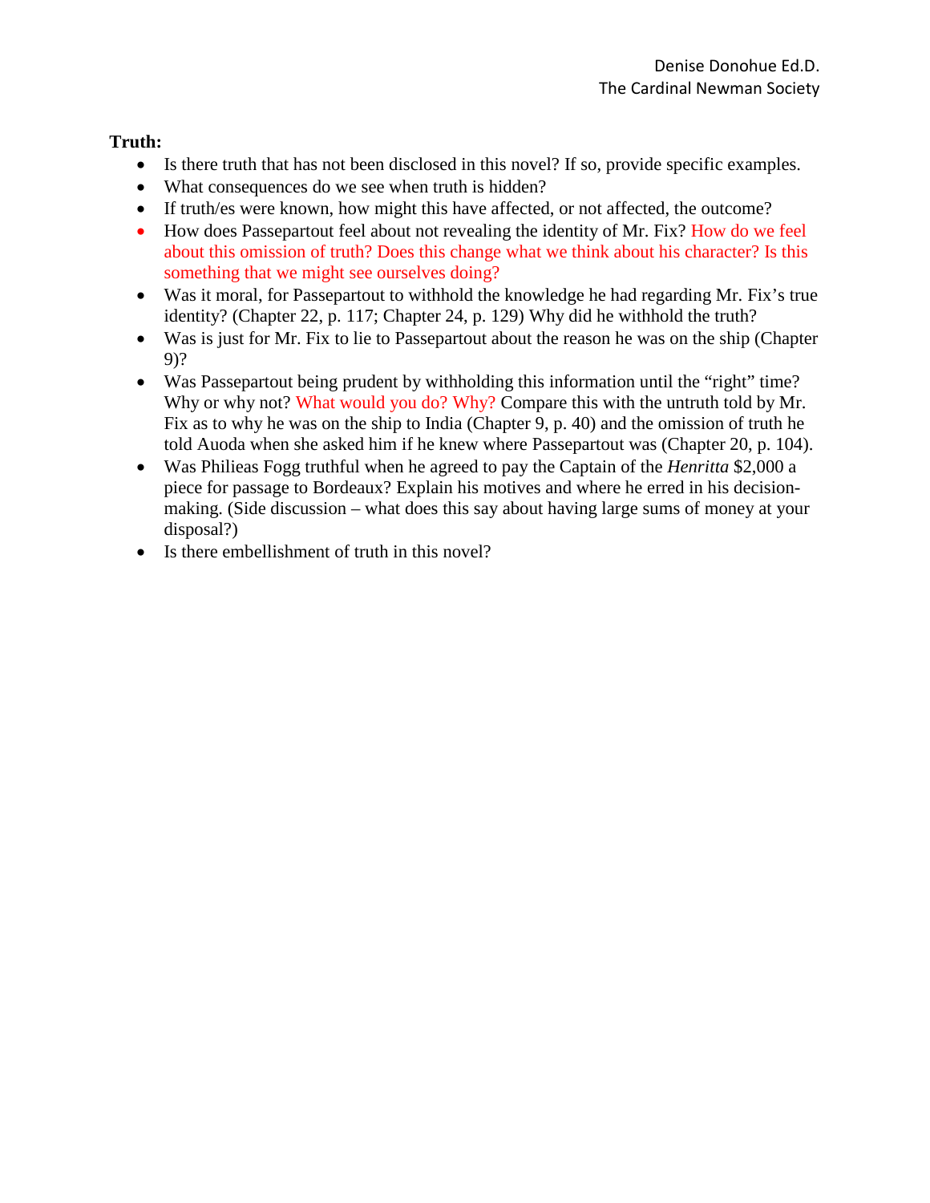**Truth:**

- Is there truth that has not been disclosed in this novel? If so, provide specific examples.
- What consequences do we see when truth is hidden?
- If truth/es were known, how might this have affected, or not affected, the outcome?
- How does Passepartout feel about not revealing the identity of Mr. Fix? How do we feel about this omission of truth? Does this change what we think about his character? Is this something that we might see ourselves doing?
- Was it moral, for Passepartout to withhold the knowledge he had regarding Mr. Fix's true identity? (Chapter 22, p. 117; Chapter 24, p. 129) Why did he withhold the truth?
- Was is just for Mr. Fix to lie to Passepartout about the reason he was on the ship (Chapter 9)?
- Was Passepartout being prudent by withholding this information until the "right" time? Why or why not? What would you do? Why? Compare this with the untruth told by Mr. Fix as to why he was on the ship to India (Chapter 9, p. 40) and the omission of truth he told Auoda when she asked him if he knew where Passepartout was (Chapter 20, p. 104).
- Was Philieas Fogg truthful when he agreed to pay the Captain of the *Henritta* $2,000 a piece for passage to Bordeaux? Explain his motives and where he erred in his decision-making. (Side discussion – what does this say about having large sums of money at your disposal?)
- Is there embellishment of truth in this novel?